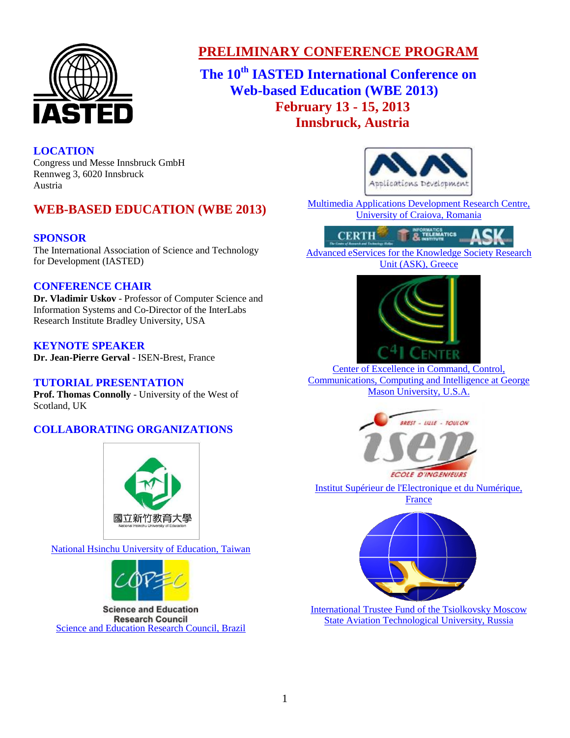# PRELIMINARY CONFERENCE PROGRAM

## The 10th IASTED International Conference on Web-based Education (WBE 2013)

## February 13 - 15, 2013
## Innsbruck, Austria

### LOCATION

Congress und Messe Innsbruck GmbH
Rennweg 3, 6020 Innsbruck
Austria

## WEB-BASED EDUCATION (WBE 2013)

### SPONSOR

The International Association of Science and Technology for Development (IASTED)

### CONFERENCE CHAIR

**Dr. Vladimir Uskov** - Professor of Computer Science and Information Systems and Co-Director of the InterLabs Research Institute Bradley University, USA

### KEYNOTE SPEAKER

**Dr. Jean-Pierre Gerval** - ISEN-Brest, France

### TUTORIAL PRESENTATION

**Prof. Thomas Connolly** - University of the West of Scotland, UK

### COLLABORATING ORGANIZATIONS

國立新竹教育大學
National Hsinchu University of Education

National Hsinchu University of Education, Taiwan

Science and Education Research Council

Science and Education Research Council, Brazil

Multimedia Applications Development Research Centre, University of Craiova, Romania

Advanced eServices for the Knowledge Society Research Unit (ASK), Greece

Center of Excellence in Command, Control, Communications, Computing and Intelligence at George Mason University, U.S.A.

Institut Supérieur de l'Electronique et du Numérique, France

International Trustee Fund of the Tsiolkovsky Moscow State Aviation Technological University, Russia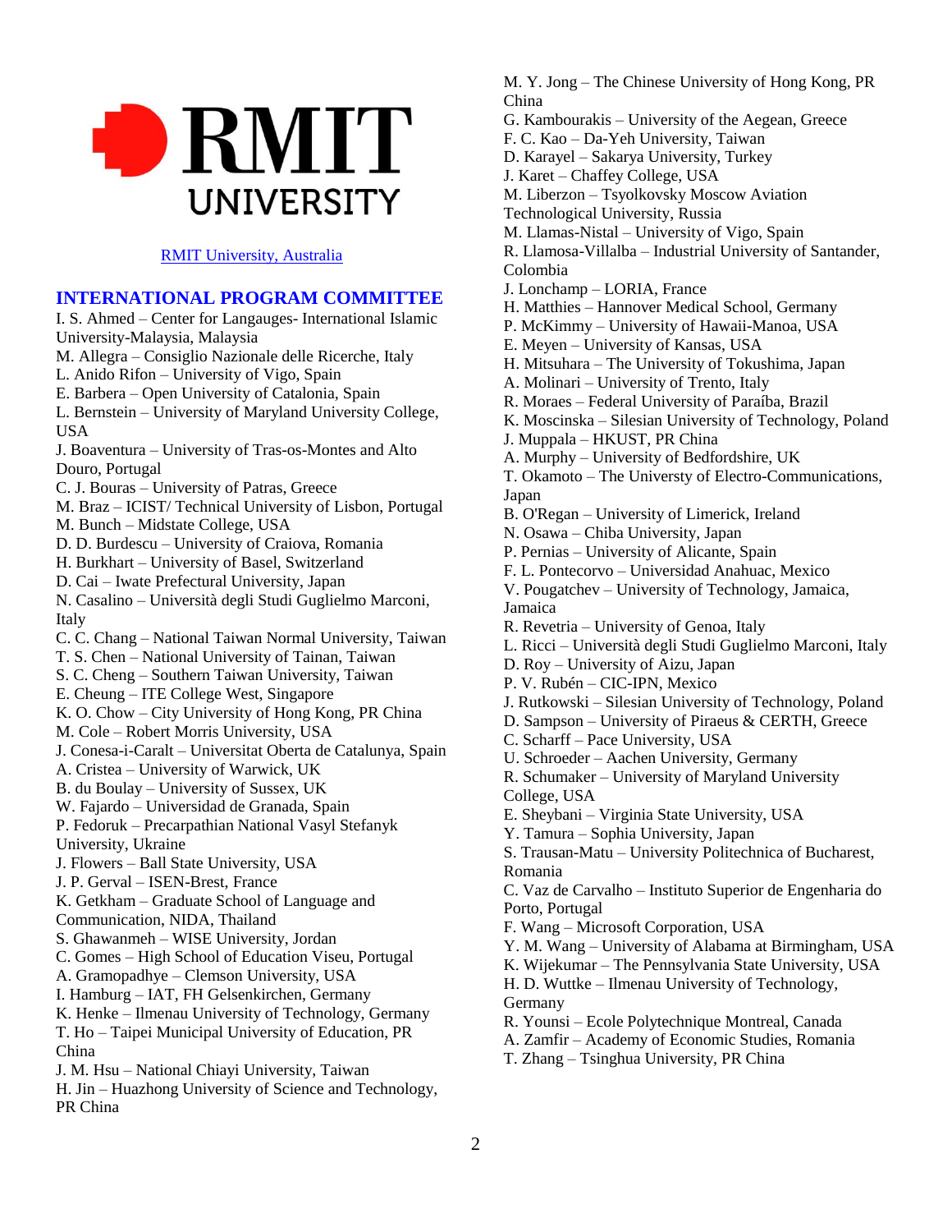RMIT University, Australia

## INTERNATIONAL PROGRAM COMMITTEE

I. S. Ahmed – Center for Langauges- International Islamic University-Malaysia, Malaysia
M. Allegra – Consiglio Nazionale delle Ricerche, Italy
L. Anido Rifon – University of Vigo, Spain
E. Barbera – Open University of Catalonia, Spain
L. Bernstein – University of Maryland University College, USA
J. Boaventura – University of Tras-os-Montes and Alto Douro, Portugal
C. J. Bouras – University of Patras, Greece
M. Braz – ICIST/ Technical University of Lisbon, Portugal
M. Bunch – Midstate College, USA
D. D. Burdescu – University of Craiova, Romania
H. Burkhart – University of Basel, Switzerland
D. Cai – Iwate Prefectural University, Japan
N. Casalino – Università degli Studi Guglielmo Marconi, Italy
C. C. Chang – National Taiwan Normal University, Taiwan
T. S. Chen – National University of Tainan, Taiwan
S. C. Cheng – Southern Taiwan University, Taiwan
E. Cheung – ITE College West, Singapore
K. O. Chow – City University of Hong Kong, PR China
M. Cole – Robert Morris University, USA
J. Conesa-i-Caralt – Universitat Oberta de Catalunya, Spain
A. Cristea – University of Warwick, UK
B. du Boulay – University of Sussex, UK
W. Fajardo – Universidad de Granada, Spain
P. Fedoruk – Precarpathian National Vasyl Stefanyk University, Ukraine
J. Flowers – Ball State University, USA
J. P. Gerval – ISEN-Brest, France
K. Getkham – Graduate School of Language and Communication, NIDA, Thailand
S. Ghawanmeh – WISE University, Jordan
C. Gomes – High School of Education Viseu, Portugal
A. Gramopadhye – Clemson University, USA
I. Hamburg – IAT, FH Gelsenkirchen, Germany
K. Henke – Ilmenau University of Technology, Germany
T. Ho – Taipei Municipal University of Education, PR China
J. M. Hsu – National Chiayi University, Taiwan
H. Jin – Huazhong University of Science and Technology, PR China
M. Y. Jong – The Chinese University of Hong Kong, PR China
G. Kambourakis – University of the Aegean, Greece
F. C. Kao – Da-Yeh University, Taiwan
D. Karayel – Sakarya University, Turkey
J. Karet – Chaffey College, USA
M. Liberzon – Tsyolkovsky Moscow Aviation Technological University, Russia
M. Llamas-Nistal – University of Vigo, Spain
R. Llamosa-Villalba – Industrial University of Santander, Colombia
J. Lonchamp – LORIA, France
H. Matthies – Hannover Medical School, Germany
P. McKimmy – University of Hawaii-Manoa, USA
E. Meyen – University of Kansas, USA
H. Mitsuhara – The University of Tokushima, Japan
A. Molinari – University of Trento, Italy
R. Moraes – Federal University of Paraíba, Brazil
K. Moscinska – Silesian University of Technology, Poland
J. Muppala – HKUST, PR China
A. Murphy – University of Bedfordshire, UK
T. Okamoto – The Universty of Electro-Communications, Japan
B. O'Regan – University of Limerick, Ireland
N. Osawa – Chiba University, Japan
P. Pernias – University of Alicante, Spain
F. L. Pontecorvo – Universidad Anahuac, Mexico
V. Pougatchev – University of Technology, Jamaica, Jamaica
R. Revetria – University of Genoa, Italy
L. Ricci – Università degli Studi Guglielmo Marconi, Italy
D. Roy – University of Aizu, Japan
P. V. Rubén – CIC-IPN, Mexico
J. Rutkowski – Silesian University of Technology, Poland
D. Sampson – University of Piraeus & CERTH, Greece
C. Scharff – Pace University, USA
U. Schroeder – Aachen University, Germany
R. Schumaker – University of Maryland University College, USA
E. Sheybani – Virginia State University, USA
Y. Tamura – Sophia University, Japan
S. Trausan-Matu – University Politechnica of Bucharest, Romania
C. Vaz de Carvalho – Instituto Superior de Engenharia do Porto, Portugal
F. Wang – Microsoft Corporation, USA
Y. M. Wang – University of Alabama at Birmingham, USA
K. Wijekumar – The Pennsylvania State University, USA
H. D. Wuttke – Ilmenau University of Technology, Germany
R. Younsi – Ecole Polytechnique Montreal, Canada
A. Zamfir – Academy of Economic Studies, Romania
T. Zhang – Tsinghua University, PR China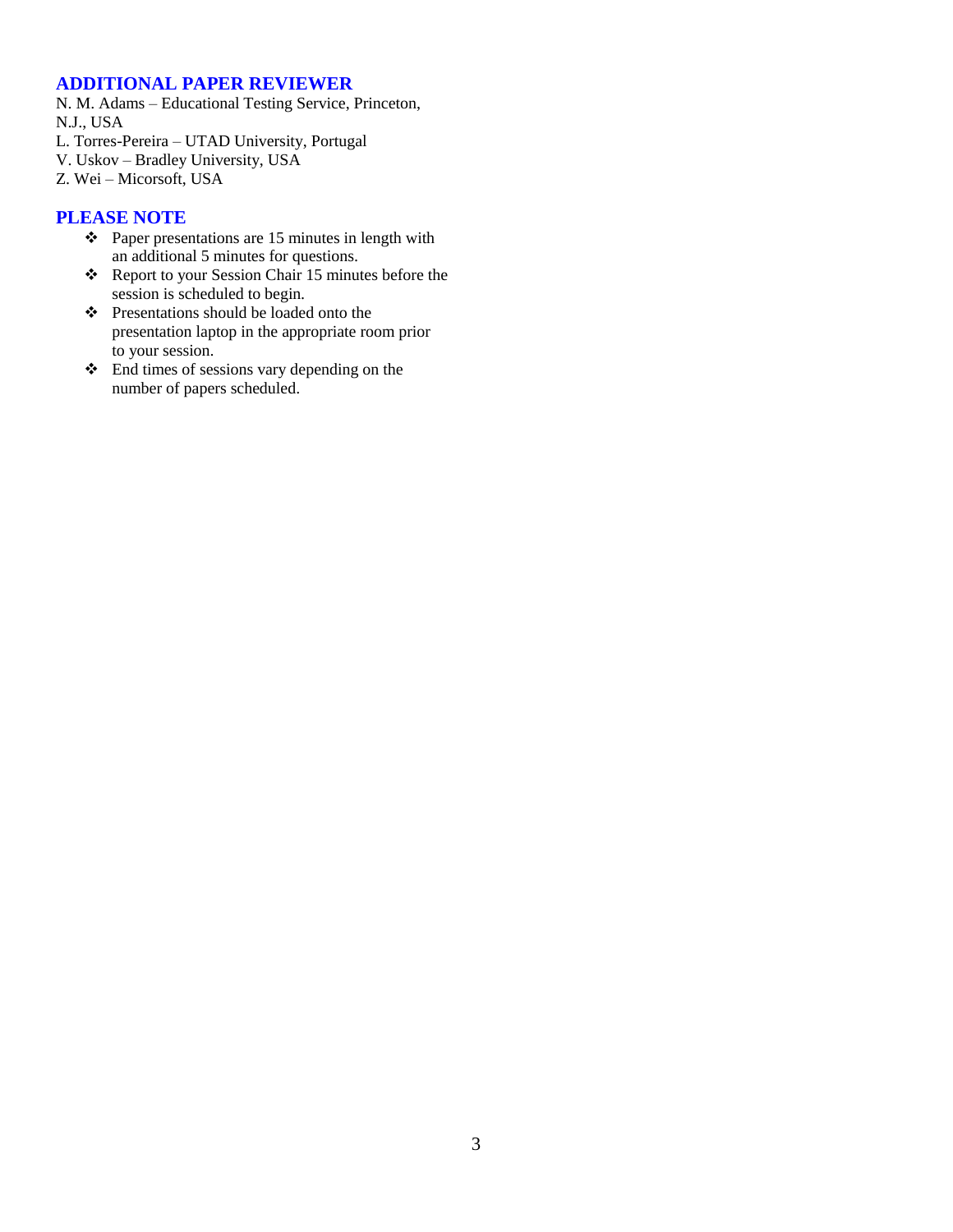## ADDITIONAL PAPER REVIEWER

N. M. Adams – Educational Testing Service, Princeton, N.J., USA
L. Torres-Pereira – UTAD University, Portugal
V. Uskov – Bradley University, USA
Z. Wei – Micorsoft, USA

## PLEASE NOTE

- Paper presentations are 15 minutes in length with an additional 5 minutes for questions.
- Report to your Session Chair 15 minutes before the session is scheduled to begin.
- Presentations should be loaded onto the presentation laptop in the appropriate room prior to your session.
- End times of sessions vary depending on the number of papers scheduled.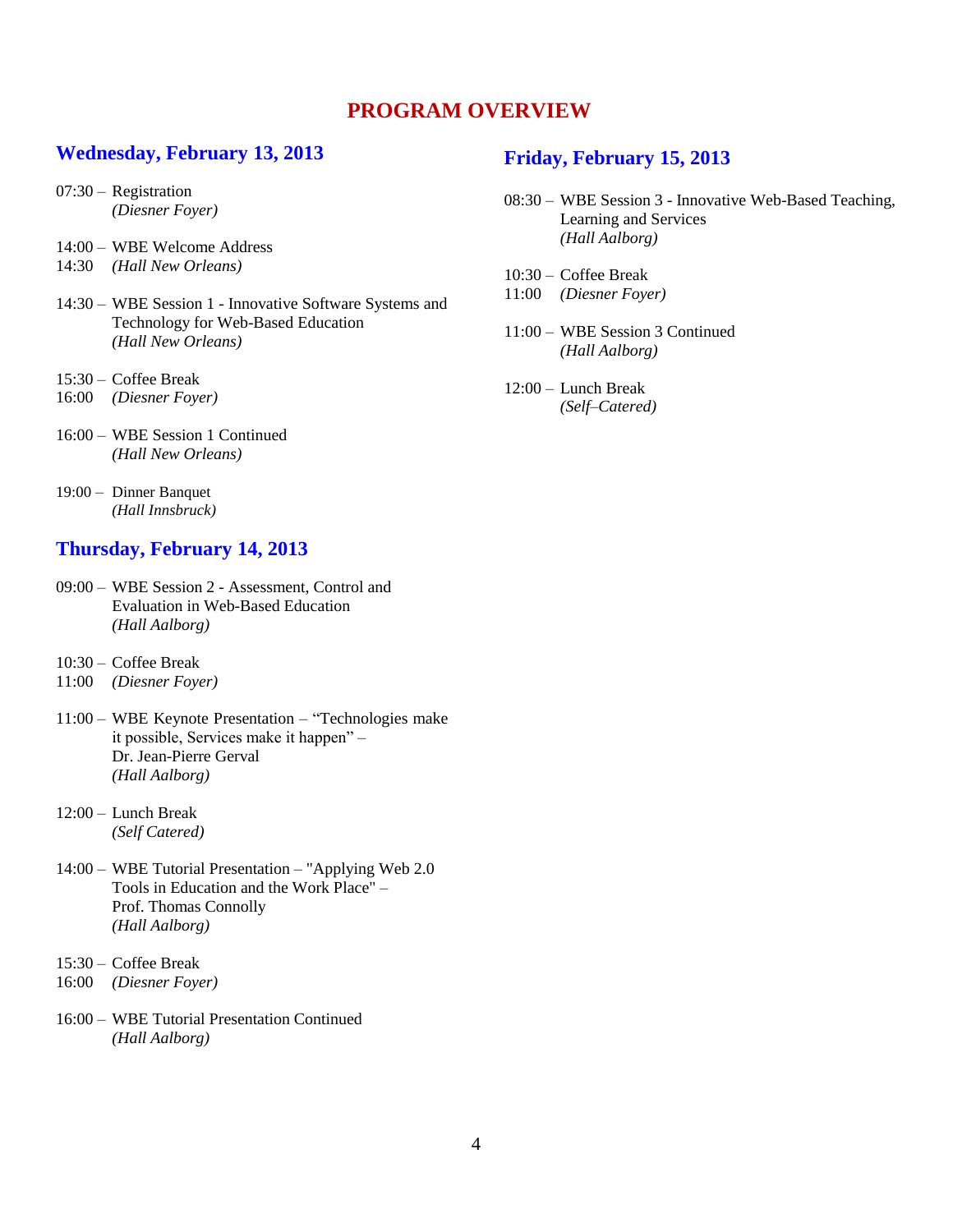# PROGRAM OVERVIEW

## Wednesday, February 13, 2013

07:30 – Registration
*(Diesner Foyer)*

14:00 – 14:30 WBE Welcome Address
*(Hall New Orleans)*

14:30 – WBE Session 1 - Innovative Software Systems and Technology for Web-Based Education
*(Hall New Orleans)*

15:30 – 16:00 Coffee Break
*(Diesner Foyer)*

16:00 – WBE Session 1 Continued
*(Hall New Orleans)*

19:00 – Dinner Banquet
*(Hall Innsbruck)*

## Thursday, February 14, 2013

09:00 – WBE Session 2 - Assessment, Control and Evaluation in Web-Based Education
*(Hall Aalborg)*

10:30 – 11:00 Coffee Break
*(Diesner Foyer)*

11:00 – WBE Keynote Presentation – "Technologies make it possible, Services make it happen" – Dr. Jean-Pierre Gerval
*(Hall Aalborg)*

12:00 – Lunch Break
*(Self Catered)*

14:00 – WBE Tutorial Presentation – "Applying Web 2.0 Tools in Education and the Work Place" – Prof. Thomas Connolly
*(Hall Aalborg)*

15:30 – 16:00 Coffee Break
*(Diesner Foyer)*

16:00 – WBE Tutorial Presentation Continued
*(Hall Aalborg)*

## Friday, February 15, 2013

08:30 – WBE Session 3 - Innovative Web-Based Teaching, Learning and Services
*(Hall Aalborg)*

10:30 – 11:00 Coffee Break
*(Diesner Foyer)*

11:00 – WBE Session 3 Continued
*(Hall Aalborg)*

12:00 – Lunch Break
*(Self–Catered)*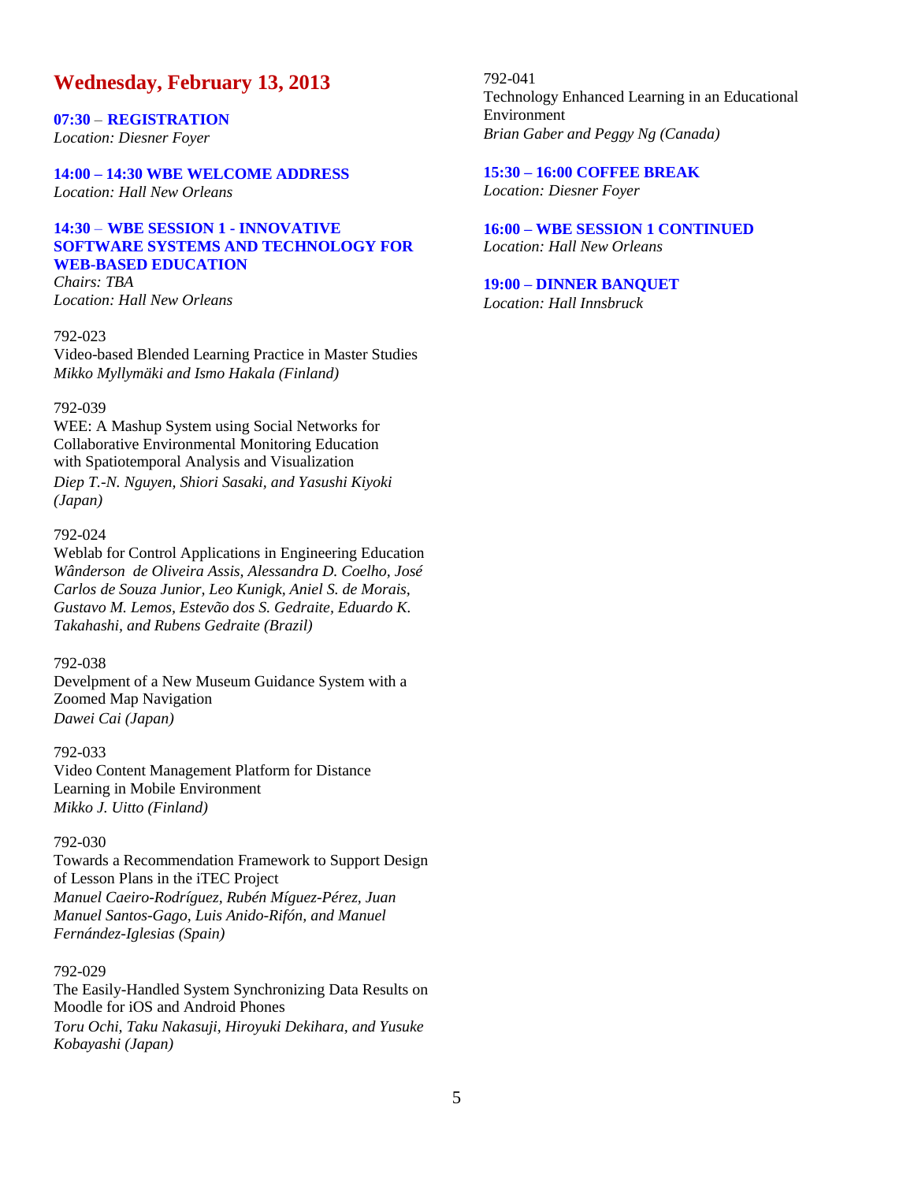## Wednesday, February 13, 2013

**07:30 – REGISTRATION**
*Location: Diesner Foyer*

**14:00 – 14:30 WBE WELCOME ADDRESS**
*Location: Hall New Orleans*

**14:30 – WBE SESSION 1 - INNOVATIVE SOFTWARE SYSTEMS AND TECHNOLOGY FOR WEB-BASED EDUCATION**
*Chairs: TBA*
*Location: Hall New Orleans*

792-023
Video-based Blended Learning Practice in Master Studies
*Mikko Myllymäki and Ismo Hakala (Finland)*

792-039
WEE: A Mashup System using Social Networks for Collaborative Environmental Monitoring Education with Spatiotemporal Analysis and Visualization
*Diep T.-N. Nguyen, Shiori Sasaki, and Yasushi Kiyoki (Japan)*

792-024
Weblab for Control Applications in Engineering Education
*Wânderson de Oliveira Assis, Alessandra D. Coelho, José Carlos de Souza Junior, Leo Kunigk, Aniel S. de Morais, Gustavo M. Lemos, Estevão dos S. Gedraite, Eduardo K. Takahashi, and Rubens Gedraite (Brazil)*

792-038
Develpment of a New Museum Guidance System with a Zoomed Map Navigation
*Dawei Cai (Japan)*

792-033
Video Content Management Platform for Distance Learning in Mobile Environment
*Mikko J. Uitto (Finland)*

792-030
Towards a Recommendation Framework to Support Design of Lesson Plans in the iTEC Project
*Manuel Caeiro-Rodríguez, Rubén Míguez-Pérez, Juan Manuel Santos-Gago, Luis Anido-Rifón, and Manuel Fernández-Iglesias (Spain)*

792-029
The Easily-Handled System Synchronizing Data Results on Moodle for iOS and Android Phones
*Toru Ochi, Taku Nakasuji, Hiroyuki Dekihara, and Yusuke Kobayashi (Japan)*

792-041
Technology Enhanced Learning in an Educational Environment
*Brian Gaber and Peggy Ng (Canada)*

**15:30 – 16:00 COFFEE BREAK**
*Location: Diesner Foyer*

**16:00 – WBE SESSION 1 CONTINUED**
*Location: Hall New Orleans*

**19:00 – DINNER BANQUET**
*Location: Hall Innsbruck*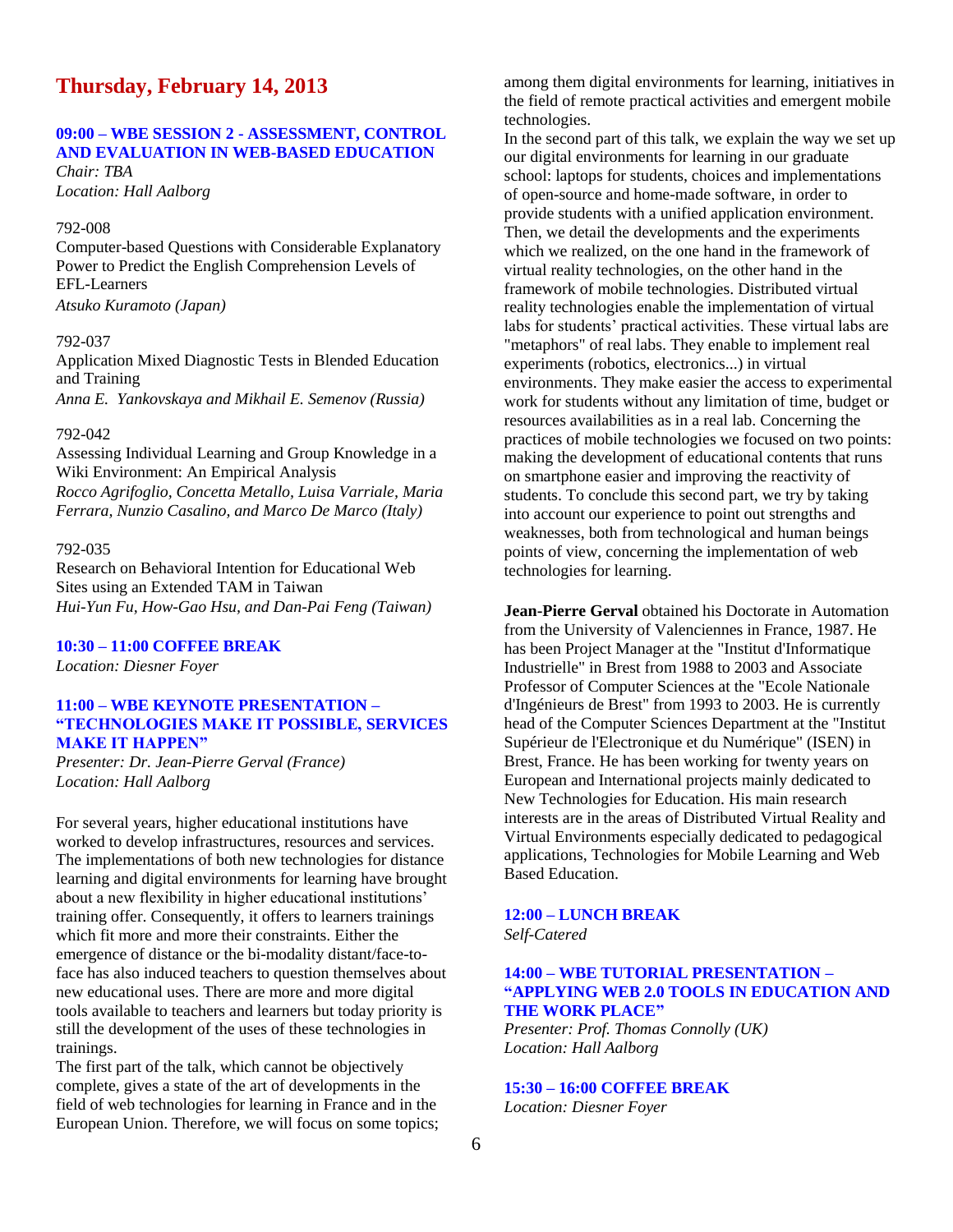# Thursday, February 14, 2013

### 09:00 – WBE SESSION 2 - ASSESSMENT, CONTROL AND EVALUATION IN WEB-BASED EDUCATION

*Chair: TBA*
*Location: Hall Aalborg*

792-008
Computer-based Questions with Considerable Explanatory Power to Predict the English Comprehension Levels of EFL-Learners
*Atsuko Kuramoto (Japan)*

792-037
Application Mixed Diagnostic Tests in Blended Education and Training
*Anna E. Yankovskaya and Mikhail E. Semenov (Russia)*

792-042
Assessing Individual Learning and Group Knowledge in a Wiki Environment: An Empirical Analysis
*Rocco Agrifoglio, Concetta Metallo, Luisa Varriale, Maria Ferrara, Nunzio Casalino, and Marco De Marco (Italy)*

792-035
Research on Behavioral Intention for Educational Web Sites using an Extended TAM in Taiwan
*Hui-Yun Fu, How-Gao Hsu, and Dan-Pai Feng (Taiwan)*

### 10:30 – 11:00 COFFEE BREAK

*Location: Diesner Foyer*

### 11:00 – WBE KEYNOTE PRESENTATION – "TECHNOLOGIES MAKE IT POSSIBLE, SERVICES MAKE IT HAPPEN"

*Presenter: Dr. Jean-Pierre Gerval (France)*
*Location: Hall Aalborg*

For several years, higher educational institutions have worked to develop infrastructures, resources and services. The implementations of both new technologies for distance learning and digital environments for learning have brought about a new flexibility in higher educational institutions' training offer. Consequently, it offers to learners trainings which fit more and more their constraints. Either the emergence of distance or the bi-modality distant/face-to-face has also induced teachers to question themselves about new educational uses. There are more and more digital tools available to teachers and learners but today priority is still the development of the uses of these technologies in trainings.
The first part of the talk, which cannot be objectively complete, gives a state of the art of developments in the field of web technologies for learning in France and in the European Union. Therefore, we will focus on some topics; among them digital environments for learning, initiatives in the field of remote practical activities and emergent mobile technologies.
In the second part of this talk, we explain the way we set up our digital environments for learning in our graduate school: laptops for students, choices and implementations of open-source and home-made software, in order to provide students with a unified application environment. Then, we detail the developments and the experiments which we realized, on the one hand in the framework of virtual reality technologies, on the other hand in the framework of mobile technologies. Distributed virtual reality technologies enable the implementation of virtual labs for students' practical activities. These virtual labs are "metaphors" of real labs. They enable to implement real experiments (robotics, electronics...) in virtual environments. They make easier the access to experimental work for students without any limitation of time, budget or resources availabilities as in a real lab. Concerning the practices of mobile technologies we focused on two points: making the development of educational contents that runs on smartphone easier and improving the reactivity of students. To conclude this second part, we try by taking into account our experience to point out strengths and weaknesses, both from technological and human beings points of view, concerning the implementation of web technologies for learning.

**Jean-Pierre Gerval** obtained his Doctorate in Automation from the University of Valenciennes in France, 1987. He has been Project Manager at the "Institut d'Informatique Industrielle" in Brest from 1988 to 2003 and Associate Professor of Computer Sciences at the "Ecole Nationale d'Ingénieurs de Brest" from 1993 to 2003. He is currently head of the Computer Sciences Department at the "Institut Supérieur de l'Electronique et du Numérique" (ISEN) in Brest, France. He has been working for twenty years on European and International projects mainly dedicated to New Technologies for Education. His main research interests are in the areas of Distributed Virtual Reality and Virtual Environments especially dedicated to pedagogical applications, Technologies for Mobile Learning and Web Based Education.

### 12:00 – LUNCH BREAK

*Self-Catered*

### 14:00 – WBE TUTORIAL PRESENTATION – "APPLYING WEB 2.0 TOOLS IN EDUCATION AND THE WORK PLACE"

*Presenter: Prof. Thomas Connolly (UK)*
*Location: Hall Aalborg*

### 15:30 – 16:00 COFFEE BREAK

*Location: Diesner Foyer*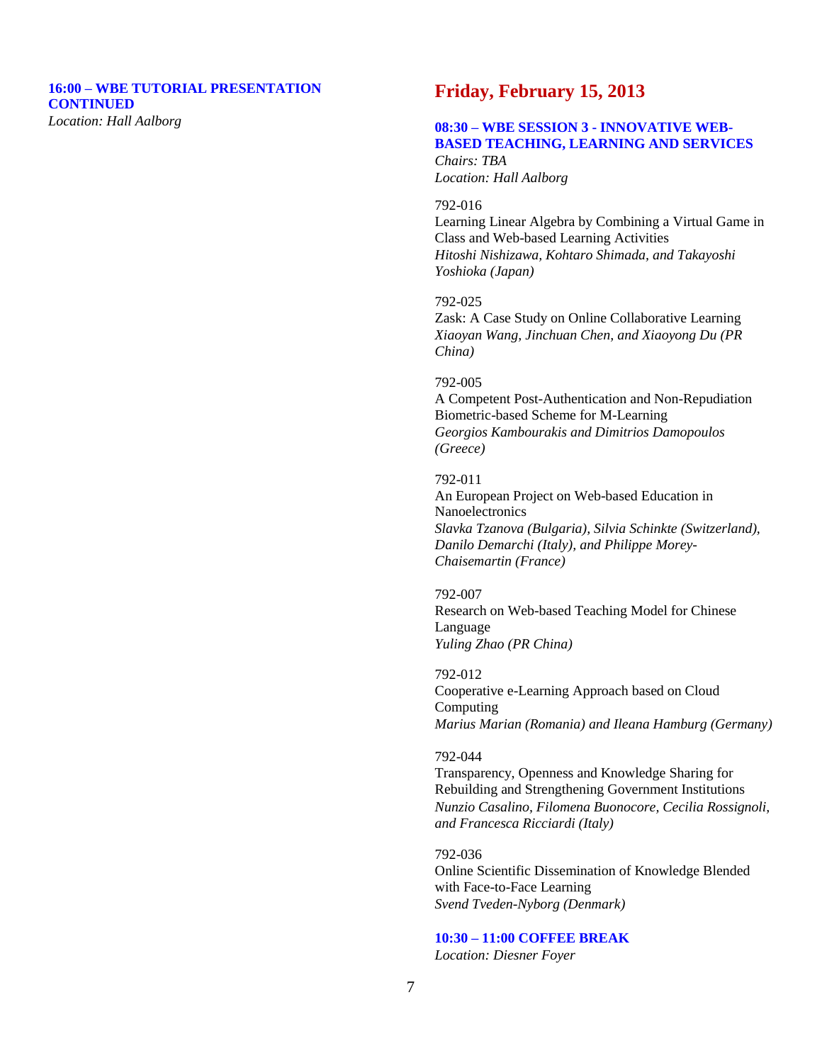**16:00 – WBE TUTORIAL PRESENTATION CONTINUED**
*Location: Hall Aalborg*

## Friday, February 15, 2013

**08:30 – WBE SESSION 3 - INNOVATIVE WEB-BASED TEACHING, LEARNING AND SERVICES**
*Chairs: TBA*
*Location: Hall Aalborg*

792-016
Learning Linear Algebra by Combining a Virtual Game in Class and Web-based Learning Activities
*Hitoshi Nishizawa, Kohtaro Shimada, and Takayoshi Yoshioka (Japan)*

792-025
Zask: A Case Study on Online Collaborative Learning
*Xiaoyan Wang, Jinchuan Chen, and Xiaoyong Du (PR China)*

792-005
A Competent Post-Authentication and Non-Repudiation Biometric-based Scheme for M-Learning
*Georgios Kambourakis and Dimitrios Damopoulos (Greece)*

792-011
An European Project on Web-based Education in Nanoelectronics
*Slavka Tzanova (Bulgaria), Silvia Schinkte (Switzerland), Danilo Demarchi (Italy), and Philippe Morey-Chaisemartin (France)*

792-007
Research on Web-based Teaching Model for Chinese Language
*Yuling Zhao (PR China)*

792-012
Cooperative e-Learning Approach based on Cloud Computing
*Marius Marian (Romania) and Ileana Hamburg (Germany)*

792-044
Transparency, Openness and Knowledge Sharing for Rebuilding and Strengthening Government Institutions
*Nunzio Casalino, Filomena Buonocore, Cecilia Rossignoli, and Francesca Ricciardi (Italy)*

792-036
Online Scientific Dissemination of Knowledge Blended with Face-to-Face Learning
*Svend Tveden-Nyborg (Denmark)*

**10:30 – 11:00 COFFEE BREAK**
*Location: Diesner Foyer*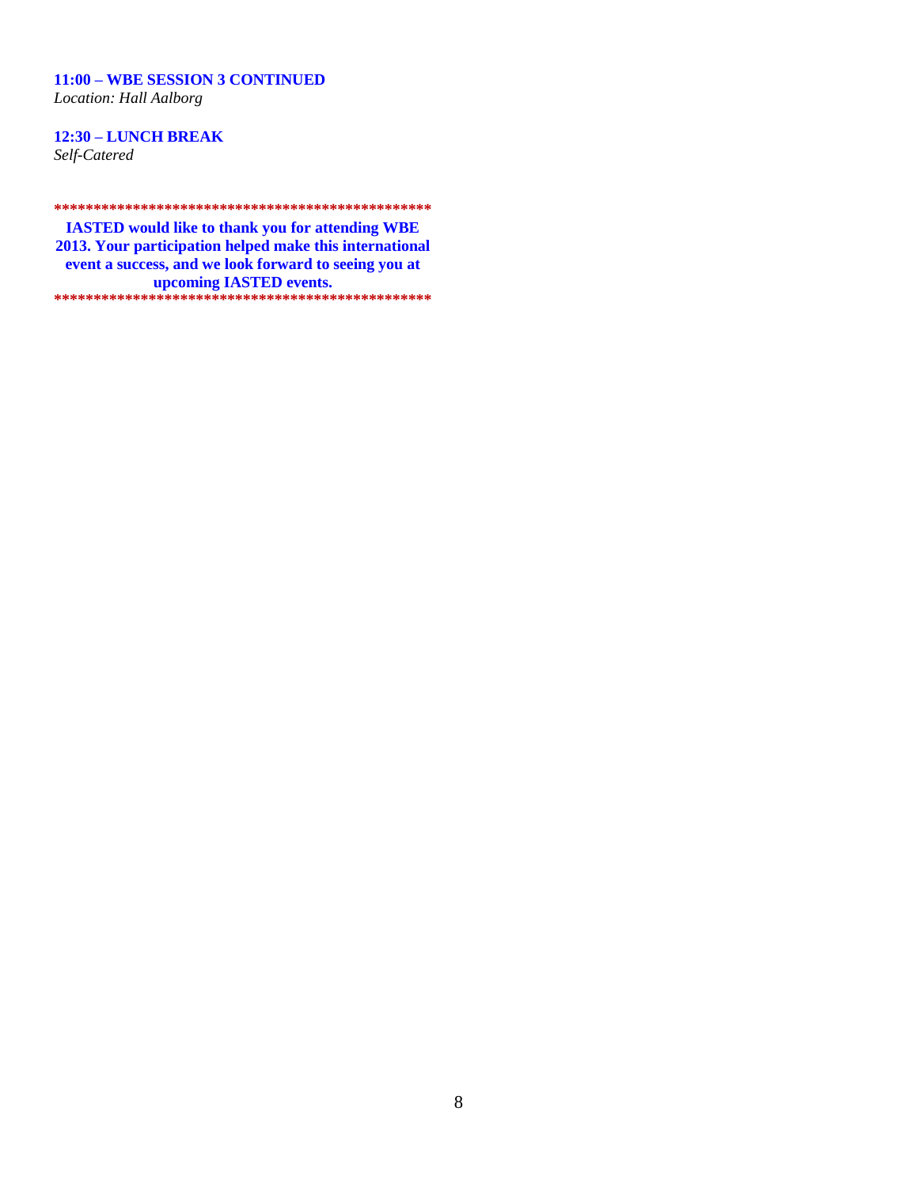**11:00 – WBE SESSION 3 CONTINUED**
*Location: Hall Aalborg*

**12:30 – LUNCH BREAK**
*Self-Catered*

**************************************************

**IASTED would like to thank you for attending WBE 2013. Your participation helped make this international event a success, and we look forward to seeing you at upcoming IASTED events.**

**************************************************